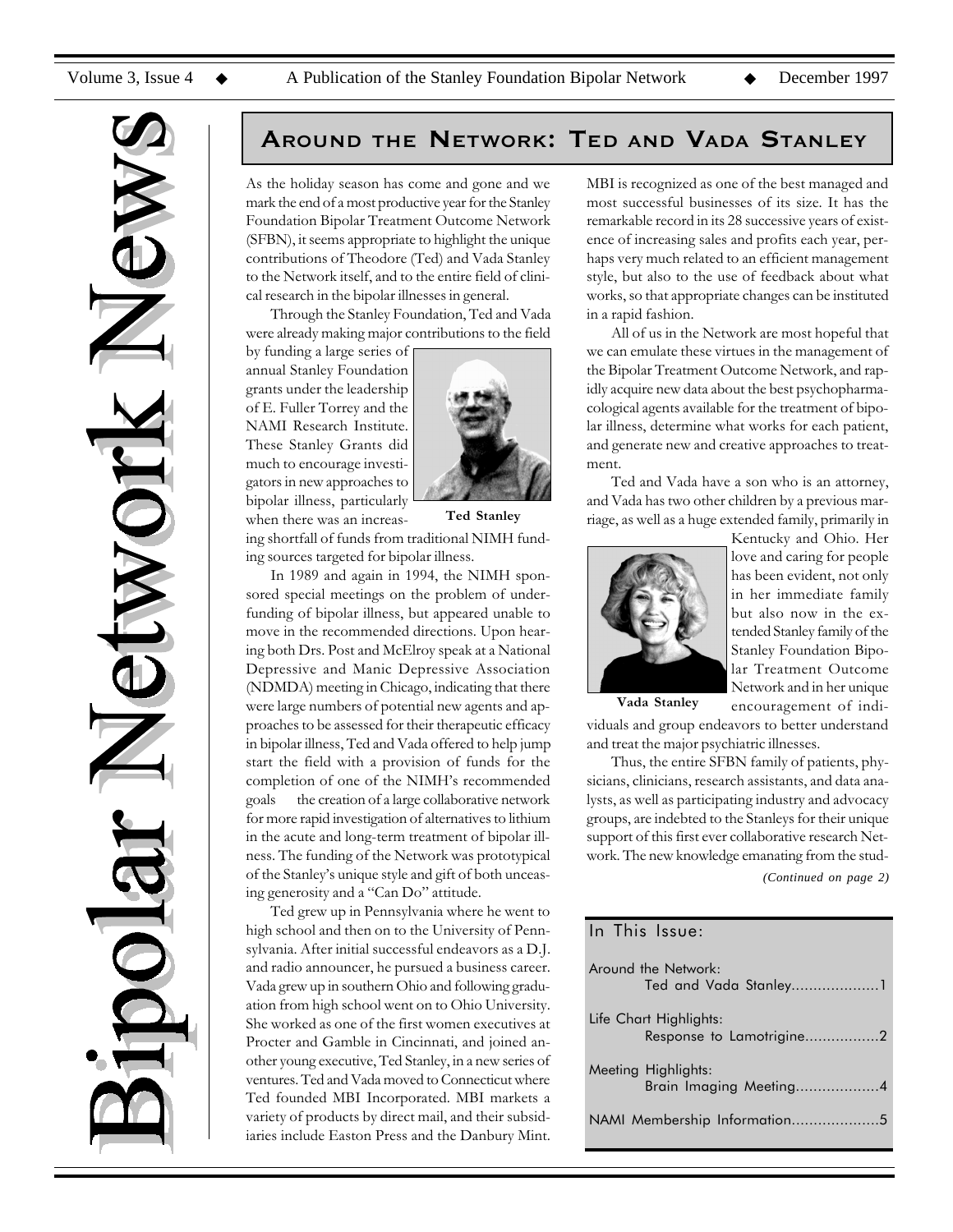# Bipolar Network News

## Around the Network: Ted and Vada Stanley

As the holiday season has come and gone and we mark the end of a most productive year for the Stanley Foundation Bipolar Treatment Outcome Network (SFBN), it seems appropriate to highlight the unique contributions of Theodore (Ted) and Vada Stanley to the Network itself, and to the entire field of clinical research in the bipolar illnesses in general.

Through the Stanley Foundation, Ted and Vada were already making major contributions to the field by funding a large series of annual Stanley Foundation grants under the leadership of E. Fuller Torrey and the NAMI Research Institute. These Stanley Grants did much to encourage investigators in new approaches to bipolar illness, particularly when there was an increasing shortfall of funds from traditional NIMH funding sources targeted for bipolar illness.

Ted Stanley

In 1989 and again in 1994, the NIMH sponsored special meetings on the problem of underfunding of bipolar illness, but appeared unable to move in the recommended directions. Upon hearing both Drs. Post and McElroy speak at a National Depressive and Manic Depressive Association (NDMDA) meeting in Chicago, indicating that there were large numbers of potential new agents and approaches to be assessed for their therapeutic efficacy in bipolar illness, Ted and Vada offered to help jump start the field with a provision of funds for the completion of one of the NIMH's recommended goals — the creation of a large collaborative network for more rapid investigation of alternatives to lithium in the acute and long-term treatment of bipolar illness. The funding of the Network was prototypical of the Stanley's unique style and gift of both unceasing generosity and a "Can Do" attitude.

Ted grew up in Pennsylvania where he went to high school and then on to the University of Pennsylvania. After initial successful endeavors as a D.J. and radio announcer, he pursued a business career. Vada grew up in southern Ohio and following graduation from high school went on to Ohio University. She worked as one of the first women executives at Procter and Gamble in Cincinnati, and joined another young executive, Ted Stanley, in a new series of ventures. Ted and Vada moved to Connecticut where Ted founded MBI Incorporated. MBI markets a variety of products by direct mail, and their subsidiaries include Easton Press and the Danbury Mint. MBI is recognized as one of the best managed and most successful businesses of its size. It has the remarkable record in its 28 successive years of existence of increasing sales and profits each year, perhaps very much related to an efficient management style, but also to the use of feedback about what works, so that appropriate changes can be instituted in a rapid fashion.

All of us in the Network are most hopeful that we can emulate these virtues in the management of the Bipolar Treatment Outcome Network, and rapidly acquire new data about the best psychopharmacological agents available for the treatment of bipolar illness, determine what works for each patient, and generate new and creative approaches to treatment.

Ted and Vada have a son who is an attorney, and Vada has two other children by a previous marriage, as well as a huge extended family, primarily in Kentucky and Ohio. Her love and caring for people has been evident, not only in her immediate family but also now in the extended Stanley family of the Stanley Foundation Bipolar Treatment Outcome Network and in her unique encouragement of individuals and group endeavors to better understand and treat the major psychiatric illnesses.

Vada Stanley

Thus, the entire SFBN family of patients, physicians, clinicians, research assistants, and data analysts, as well as participating industry and advocacy groups, are indebted to the Stanleys for their unique support of this first ever collaborative research Network. The new knowledge emanating from the stud-

*(Continued on page 2)*

### In This Issue:

Around the Network: Ted and Vada Stanley....................1

Life Chart Highlights: Response to Lamotrigine.................2

Meeting Highlights: Brain Imaging Meeting...................4

NAMI Membership Information....................5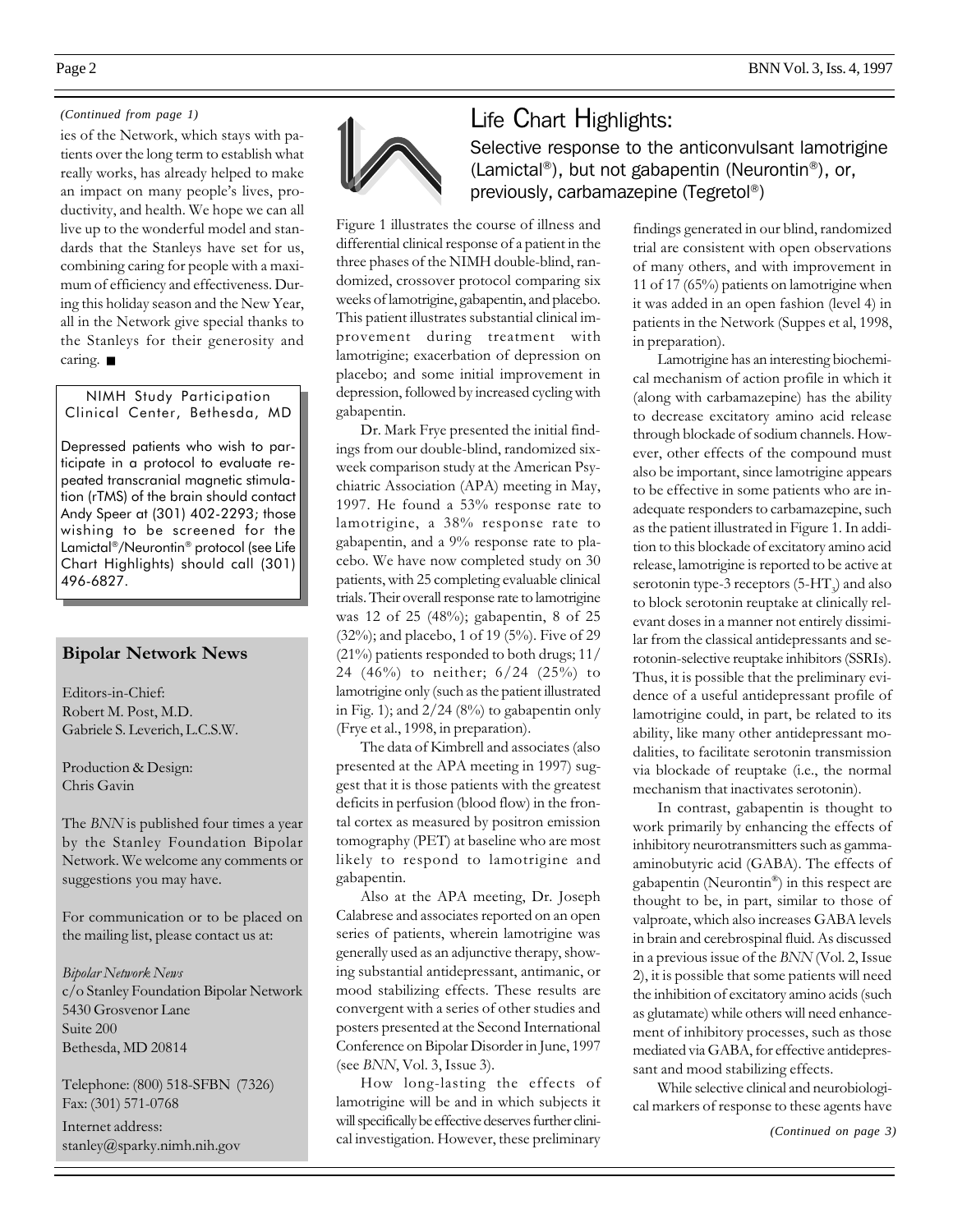*(Continued from page 1)*

ies of the Network, which stays with patients over the long term to establish what really works, has already helped to make an impact on many people's lives, productivity, and health. We hope we can all live up to the wonderful model and standards that the Stanleys have set for us, combining caring for people with a maximum of efficiency and effectiveness. During this holiday season and the New Year, all in the Network give special thanks to the Stanleys for their generosity and caring. ■

> NIMH Study Participation
> Clinical Center, Bethesda, MD
>
> Depressed patients who wish to participate in a protocol to evaluate repeated transcranial magnetic stimulation (rTMS) of the brain should contact Andy Speer at (301) 402-2293; those wishing to be screened for the Lamictal®/Neurontin® protocol (see Life Chart Highlights) should call (301) 496-6827.

## Bipolar Network News

Editors-in-Chief:
Robert M. Post, M.D.
Gabriele S. Leverich, L.C.S.W.

Production & Design:
Chris Gavin

The *BNN* is published four times a year by the Stanley Foundation Bipolar Network. We welcome any comments or suggestions you may have.

For communication or to be placed on the mailing list, please contact us at:

*Bipolar Network News*
c/o Stanley Foundation Bipolar Network
5430 Grosvenor Lane
Suite 200
Bethesda, MD 20814

Telephone: (800) 518-SFBN (7326)
Fax: (301) 571-0768

Internet address:
stanley@sparky.nimh.nih.gov

# Life Chart Highlights:

## Selective response to the anticonvulsant lamotrigine (Lamictal®), but not gabapentin (Neurontin®), or, previously, carbamazepine (Tegretol®)

Figure 1 illustrates the course of illness and differential clinical response of a patient in the three phases of the NIMH double-blind, randomized, crossover protocol comparing six weeks of lamotrigine, gabapentin, and placebo. This patient illustrates substantial clinical improvement during treatment with lamotrigine; exacerbation of depression on placebo; and some initial improvement in depression, followed by increased cycling with gabapentin.

Dr. Mark Frye presented the initial findings from our double-blind, randomized six-week comparison study at the American Psychiatric Association (APA) meeting in May, 1997. He found a 53% response rate to lamotrigine, a 38% response rate to gabapentin, and a 9% response rate to placebo. We have now completed study on 30 patients, with 25 completing evaluable clinical trials. Their overall response rate to lamotrigine was 12 of 25 (48%); gabapentin, 8 of 25 (32%); and placebo, 1 of 19 (5%). Five of 29 (21%) patients responded to both drugs; 11/24 (46%) to neither; 6/24 (25%) to lamotrigine only (such as the patient illustrated in Fig. 1); and 2/24 (8%) to gabapentin only (Frye et al., 1998, in preparation).

The data of Kimbrell and associates (also presented at the APA meeting in 1997) suggest that it is those patients with the greatest deficits in perfusion (blood flow) in the frontal cortex as measured by positron emission tomography (PET) at baseline who are most likely to respond to lamotrigine and gabapentin.

Also at the APA meeting, Dr. Joseph Calabrese and associates reported on an open series of patients, wherein lamotrigine was generally used as an adjunctive therapy, showing substantial antidepressant, antimanic, or mood stabilizing effects. These results are convergent with a series of other studies and posters presented at the Second International Conference on Bipolar Disorder in June, 1997 (see *BNN*, Vol. 3, Issue 3).

How long-lasting the effects of lamotrigine will be and in which subjects it will specifically be effective deserves further clinical investigation. However, these preliminary findings generated in our blind, randomized trial are consistent with open observations of many others, and with improvement in 11 of 17 (65%) patients on lamotrigine when it was added in an open fashion (level 4) in patients in the Network (Suppes et al, 1998, in preparation).

Lamotrigine has an interesting biochemical mechanism of action profile in which it (along with carbamazepine) has the ability to decrease excitatory amino acid release through blockade of sodium channels. However, other effects of the compound must also be important, since lamotrigine appears to be effective in some patients who are inadequate responders to carbamazepine, such as the patient illustrated in Figure 1. In addition to this blockade of excitatory amino acid release, lamotrigine is reported to be active at serotonin type-3 receptors ($5\text{-HT}_3$) and also to block serotonin reuptake at clinically relevant doses in a manner not entirely dissimilar from the classical antidepressants and serotonin-selective reuptake inhibitors (SSRIs). Thus, it is possible that the preliminary evidence of a useful antidepressant profile of lamotrigine could, in part, be related to its ability, like many other antidepressant modalities, to facilitate serotonin transmission via blockade of reuptake (i.e., the normal mechanism that inactivates serotonin).

In contrast, gabapentin is thought to work primarily by enhancing the effects of inhibitory neurotransmitters such as gamma-aminobutyric acid (GABA). The effects of gabapentin (Neurontin®) in this respect are thought to be, in part, similar to those of valproate, which also increases GABA levels in brain and cerebrospinal fluid. As discussed in a previous issue of the *BNN* (Vol. 2, Issue 2), it is possible that some patients will need the inhibition of excitatory amino acids (such as glutamate) while others will need enhancement of inhibitory processes, such as those mediated via GABA, for effective antidepressant and mood stabilizing effects.

While selective clinical and neurobiological markers of response to these agents have

*(Continued on page 3)*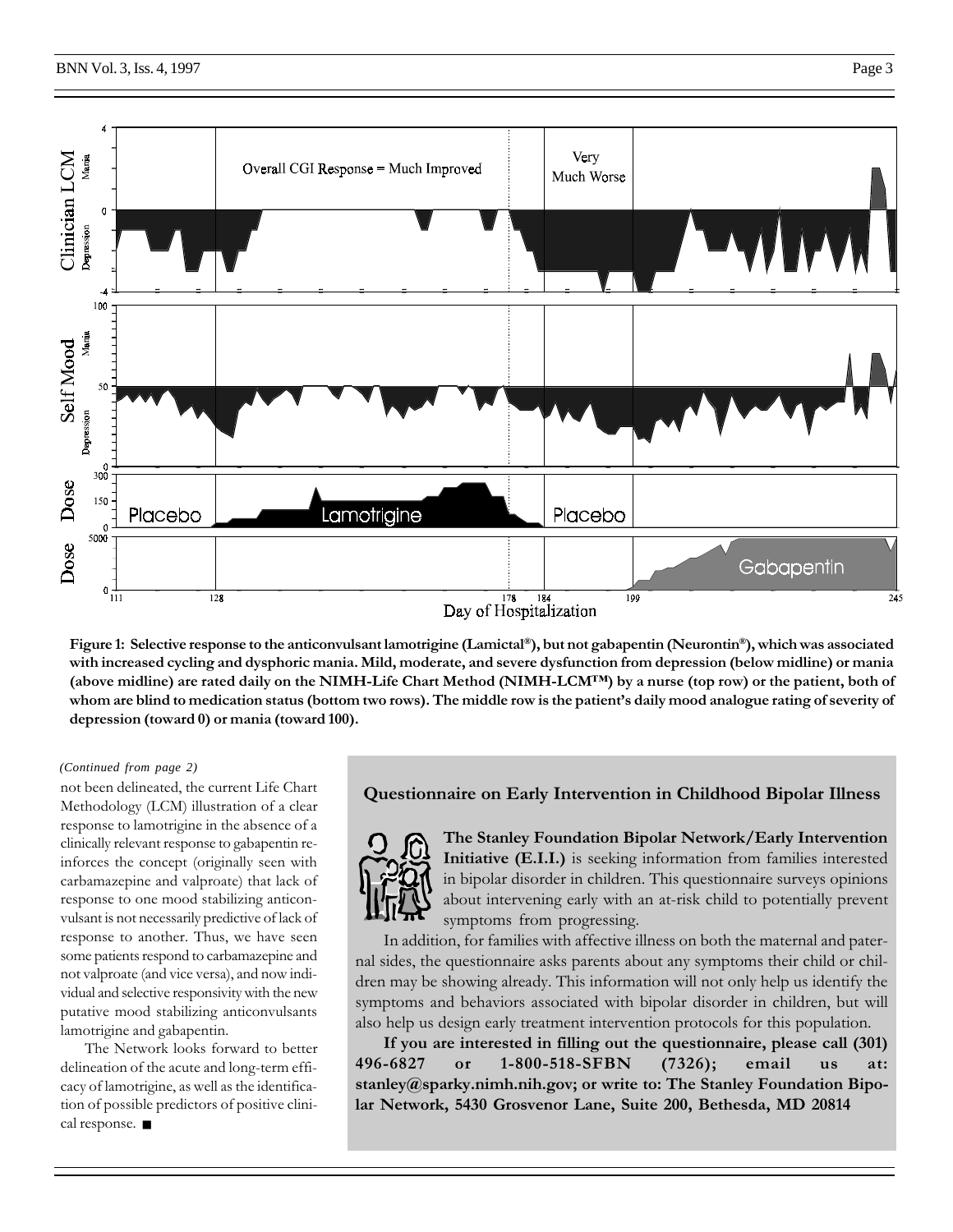**Figure 1: Selective response to the anticonvulsant lamotrigine (Lamictal®), but not gabapentin (Neurontin®), which was associated with increased cycling and dysphoric mania. Mild, moderate, and severe dysfunction from depression (below midline) or mania (above midline) are rated daily on the NIMH-Life Chart Method (NIMH-LCM™) by a nurse (top row) or the patient, both of whom are blind to medication status (bottom two rows). The middle row is the patient's daily mood analogue rating of severity of depression (toward 0) or mania (toward 100).**

*(Continued from page 2)*

not been delineated, the current Life Chart Methodology (LCM) illustration of a clear response to lamotrigine in the absence of a clinically relevant response to gabapentin reinforces the concept (originally seen with carbamazepine and valproate) that lack of response to one mood stabilizing anticonvulsant is not necessarily predictive of lack of response to another. Thus, we have seen some patients respond to carbamazepine and not valproate (and vice versa), and now individual and selective responsivity with the new putative mood stabilizing anticonvulsants lamotrigine and gabapentin.

The Network looks forward to better delineation of the acute and long-term efficacy of lamotrigine, as well as the identification of possible predictors of positive clinical response. ■

### Questionnaire on Early Intervention in Childhood Bipolar Illness

**The Stanley Foundation Bipolar Network/Early Intervention Initiative (E.I.I.)** is seeking information from families interested in bipolar disorder in children. This questionnaire surveys opinions about intervening early with an at-risk child to potentially prevent symptoms from progressing.

In addition, for families with affective illness on both the maternal and paternal sides, the questionnaire asks parents about any symptoms their child or children may be showing already. This information will not only help us identify the symptoms and behaviors associated with bipolar disorder in children, but will also help us design early treatment intervention protocols for this population.

**If you are interested in filling out the questionnaire, please call (301) 496-6827 or 1-800-518-SFBN (7326); email us at: stanley@sparky.nimh.nih.gov; or write to: The Stanley Foundation Bipolar Network, 5430 Grosvenor Lane, Suite 200, Bethesda, MD 20814**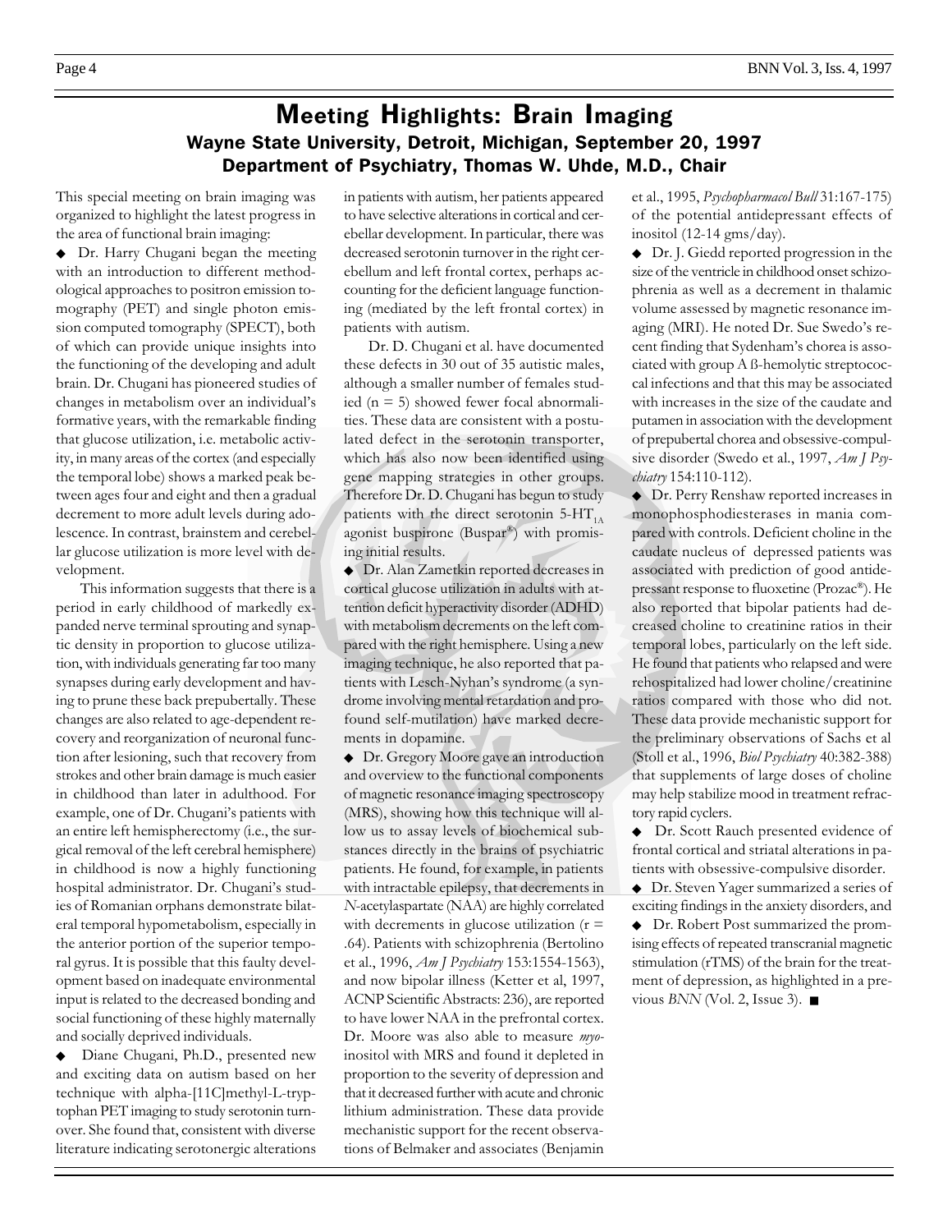# Meeting Highlights: Brain Imaging

## Wayne State University, Detroit, Michigan, September 20, 1997

## Department of Psychiatry, Thomas W. Uhde, M.D., Chair

This special meeting on brain imaging was organized to highlight the latest progress in the area of functional brain imaging:

◆ Dr. Harry Chugani began the meeting with an introduction to different methodological approaches to positron emission tomography (PET) and single photon emission computed tomography (SPECT), both of which can provide unique insights into the functioning of the developing and adult brain. Dr. Chugani has pioneered studies of changes in metabolism over an individual's formative years, with the remarkable finding that glucose utilization, i.e. metabolic activity, in many areas of the cortex (and especially the temporal lobe) shows a marked peak between ages four and eight and then a gradual decrement to more adult levels during adolescence. In contrast, brainstem and cerebellar glucose utilization is more level with development.

This information suggests that there is a period in early childhood of markedly expanded nerve terminal sprouting and synaptic density in proportion to glucose utilization, with individuals generating far too many synapses during early development and having to prune these back prepubertally. These changes are also related to age-dependent recovery and reorganization of neuronal function after lesioning, such that recovery from strokes and other brain damage is much easier in childhood than later in adulthood. For example, one of Dr. Chugani's patients with an entire left hemispherectomy (i.e., the surgical removal of the left cerebral hemisphere) in childhood is now a highly functioning hospital administrator. Dr. Chugani's studies of Romanian orphans demonstrate bilateral temporal hypometabolism, especially in the anterior portion of the superior temporal gyrus. It is possible that this faulty development based on inadequate environmental input is related to the decreased bonding and social functioning of these highly maternally and socially deprived individuals.

◆ Diane Chugani, Ph.D., presented new and exciting data on autism based on her technique with alpha-[11C]methyl-L-tryptophan PET imaging to study serotonin turnover. She found that, consistent with diverse literature indicating serotonergic alterations in patients with autism, her patients appeared to have selective alterations in cortical and cerebellar development. In particular, there was decreased serotonin turnover in the right cerebellum and left frontal cortex, perhaps accounting for the deficient language functioning (mediated by the left frontal cortex) in patients with autism.

Dr. D. Chugani et al. have documented these defects in 30 out of 35 autistic males, although a smaller number of females studied (n = 5) showed fewer focal abnormalities. These data are consistent with a postulated defect in the serotonin transporter, which has also now been identified using gene mapping strategies in other groups. Therefore Dr. D. Chugani has begun to study patients with the direct serotonin $5\text{-HT}_{1A}$ agonist buspirone (Buspar®) with promising initial results.

◆ Dr. Alan Zametkin reported decreases in cortical glucose utilization in adults with attention deficit hyperactivity disorder (ADHD) with metabolism decrements on the left compared with the right hemisphere. Using a new imaging technique, he also reported that patients with Lesch-Nyhan's syndrome (a syndrome involving mental retardation and profound self-mutilation) have marked decrements in dopamine.

◆ Dr. Gregory Moore gave an introduction and overview to the functional components of magnetic resonance imaging spectroscopy (MRS), showing how this technique will allow us to assay levels of biochemical substances directly in the brains of psychiatric patients. He found, for example, in patients with intractable epilepsy, that decrements in *N*-acetylaspartate (NAA) are highly correlated with decrements in glucose utilization (r = .64). Patients with schizophrenia (Bertolino et al., 1996, *Am J Psychiatry* 153:1554-1563), and now bipolar illness (Ketter et al, 1997, ACNP Scientific Abstracts: 236), are reported to have lower NAA in the prefrontal cortex. Dr. Moore was also able to measure *myo*-inositol with MRS and found it depleted in proportion to the severity of depression and that it decreased further with acute and chronic lithium administration. These data provide mechanistic support for the recent observations of Belmaker and associates (Benjamin et al., 1995, *Psychopharmacol Bull* 31:167-175) of the potential antidepressant effects of inositol (12-14 gms/day).

◆ Dr. J. Giedd reported progression in the size of the ventricle in childhood onset schizophrenia as well as a decrement in thalamic volume assessed by magnetic resonance imaging (MRI). He noted Dr. Sue Swedo's recent finding that Sydenham's chorea is associated with group A ß-hemolytic streptococcal infections and that this may be associated with increases in the size of the caudate and putamen in association with the development of prepubertal chorea and obsessive-compulsive disorder (Swedo et al., 1997, *Am J Psychiatry* 154:110-112).

◆ Dr. Perry Renshaw reported increases in monophosphodiesterases in mania compared with controls. Deficient choline in the caudate nucleus of depressed patients was associated with prediction of good antidepressant response to fluoxetine (Prozac®). He also reported that bipolar patients had decreased choline to creatinine ratios in their temporal lobes, particularly on the left side. He found that patients who relapsed and were rehospitalized had lower choline/creatinine ratios compared with those who did not. These data provide mechanistic support for the preliminary observations of Sachs et al (Stoll et al., 1996, *Biol Psychiatry* 40:382-388) that supplements of large doses of choline may help stabilize mood in treatment refractory rapid cyclers.

◆ Dr. Scott Rauch presented evidence of frontal cortical and striatal alterations in patients with obsessive-compulsive disorder.

◆ Dr. Steven Yager summarized a series of exciting findings in the anxiety disorders, and

◆ Dr. Robert Post summarized the promising effects of repeated transcranial magnetic stimulation (rTMS) of the brain for the treatment of depression, as highlighted in a previous *BNN* (Vol. 2, Issue 3). ■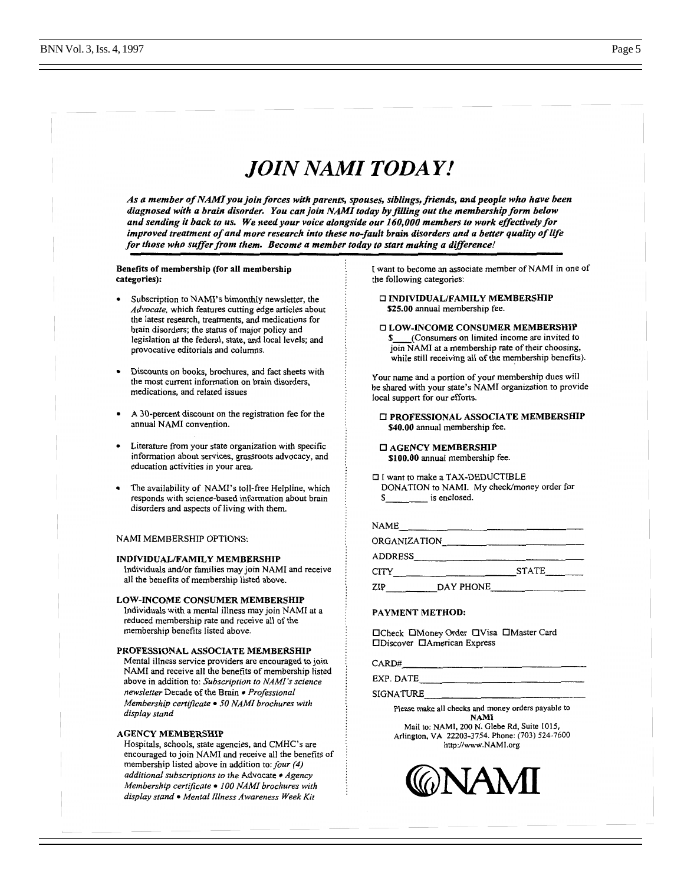# JOIN NAMI TODAY!

***As a member of NAMI you join forces with parents, spouses, siblings, friends, and people who have been diagnosed with a brain disorder. You can join NAMI today by filling out the membership form below and sending it back to us. We need your voice alongside our 160,000 members to work effectively for improved treatment of and more research into these no-fault brain disorders and a better quality of life for those who suffer from them. Become a member today to start making a difference!***

**Benefits of membership (for all membership categories):**

- Subscription to NAMI's bimonthly newsletter, the *Advocate*, which features cutting edge articles about the latest research, treatments, and medications for brain disorders; the status of major policy and legislation at the federal, state, and local levels; and provocative editorials and columns.
- Discounts on books, brochures, and fact sheets with the most current information on brain disorders, medications, and related issues
- A 30-percent discount on the registration fee for the annual NAMI convention.
- Literature from your state organization with specific information about services, grassroots advocacy, and education activities in your area.
- The availability of NAMI's toll-free Helpline, which responds with science-based information about brain disorders and aspects of living with them.

NAMI MEMBERSHIP OPTIONS:

**INDIVIDUAL/FAMILY MEMBERSHIP**
Individuals and/or families may join NAMI and receive all the benefits of membership listed above.

**LOW-INCOME CONSUMER MEMBERSHIP**
Individuals with a mental illness may join NAMI at a reduced membership rate and receive all of the membership benefits listed above.

**PROFESSIONAL ASSOCIATE MEMBERSHIP**
Mental illness service providers are encouraged to join NAMI and receive all the benefits of membership listed above in addition to: *Subscription to NAMI's science newsletter* Decade of the Brain • *Professional Membership certificate • 50 NAMI brochures with display stand*

**AGENCY MEMBERSHIP**
Hospitals, schools, state agencies, and CMHC's are encouraged to join NAMI and receive all the benefits of membership listed above in addition to: *four (4) additional subscriptions to the* Advocate • *Agency Membership certificate • 100 NAMI brochures with display stand • Mental Illness Awareness Week Kit*

I want to become an associate member of NAMI in one of the following categories:

☐ **INDIVIDUAL/FAMILY MEMBERSHIP**
**$25.00** annual membership fee.

☐ **LOW-INCOME CONSUMER MEMBERSHIP**
$____(Consumers on limited income are invited to join NAMI at a membership rate of their choosing, while still receiving all of the membership benefits).

Your name and a portion of your membership dues will be shared with your state's NAMI organization to provide local support for our efforts.

☐ **PROFESSIONAL ASSOCIATE MEMBERSHIP**
**$40.00** annual membership fee.

☐ **AGENCY MEMBERSHIP**
**$100.00** annual membership fee.

☐ I want to make a TAX-DEDUCTIBLE DONATION to NAMI. My check/money order for $________ is enclosed.

NAME________________________________
ORGANIZATION________________________
ADDRESS_____________________________
CITY______________________STATE________
ZIP__________DAY PHONE_________________

**PAYMENT METHOD:**

☐Check ☐Money Order ☐Visa ☐Master Card ☐Discover ☐American Express

CARD#_______________________________
EXP. DATE____________________________
SIGNATURE___________________________

Please make all checks and money orders payable to
**NAMI**
Mail to: NAMI, 200 N. Glebe Rd, Suite 1015, Arlington, VA 22203-3754. Phone: (703) 524-7600
http://www.NAMI.org

NAMI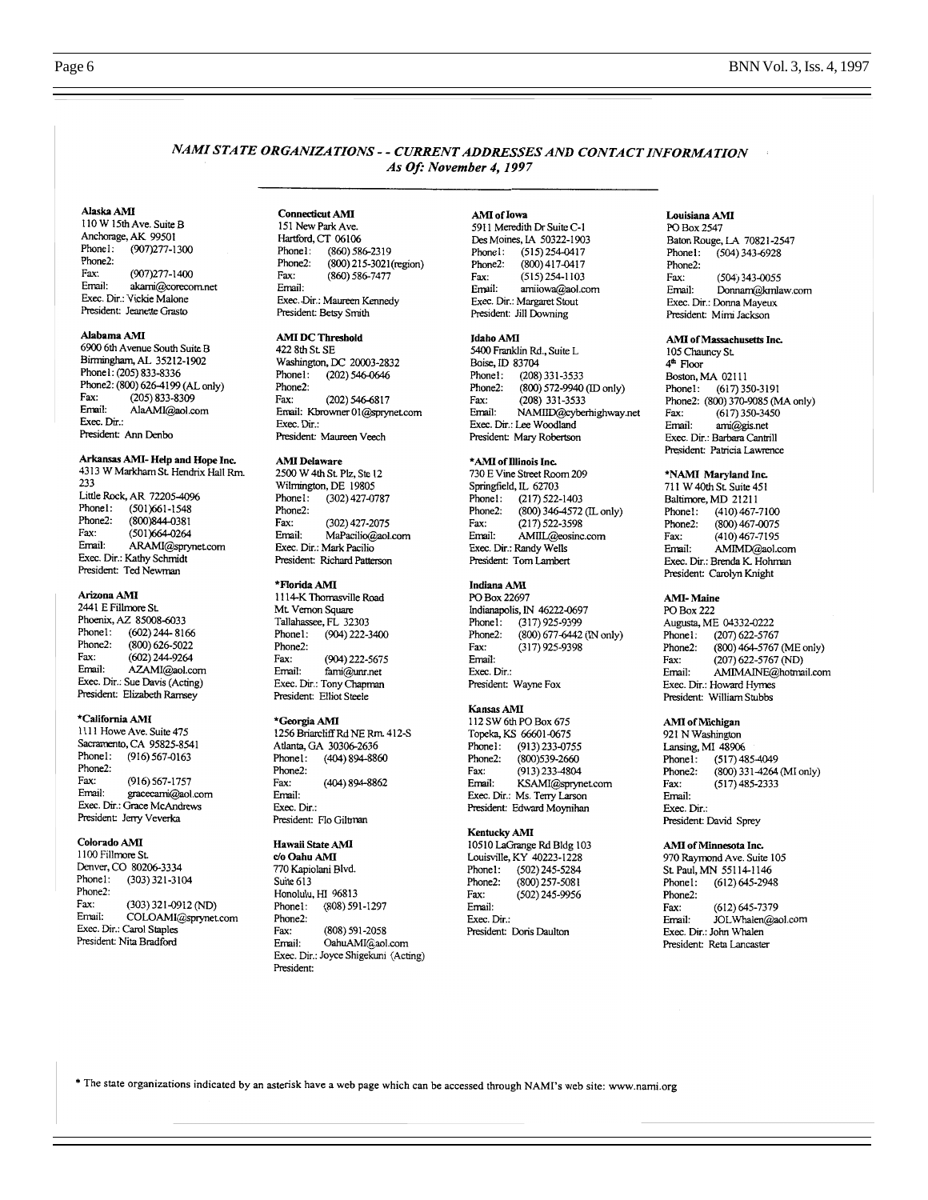## *NAMI STATE ORGANIZATIONS - - CURRENT ADDRESSES AND CONTACT INFORMATION*
### *As Of: November 4, 1997*

**Alaska AMI**
110 W 15th Ave. Suite B
Anchorage, AK 99501
Phone1: (907)277-1300
Phone2:
Fax: (907)277-1400
Email: akami@corecom.net
Exec. Dir.: Vickie Malone
President: Jeanette Grasto

**Alabama AMI**
6900 6th Avenue South Suite B
Birmingham, AL 35212-1902
Phone1: (205) 833-8336
Phone2: (800) 626-4199 (AL only)
Fax: (205) 833-8309
Email: AlaAMI@aol.com
Exec. Dir.:
President: Ann Denbo

**Arkansas AMI- Help and Hope Inc.**
4313 W Markham St. Hendrix Hall Rm. 233
Little Rock, AR 72205-4096
Phone1: (501)661-1548
Phone2: (800)844-0381
Fax: (501)664-0264
Email: ARAMI@sprynet.com
Exec. Dir.: Kathy Schmidt
President: Ted Newman

**Arizona AMI**
2441 E Fillmore St.
Phoenix, AZ 85008-6033
Phone1: (602) 244-8166
Phone2: (800) 626-5022
Fax: (602) 244-9264
Email: AZAMI@aol.com
Exec. Dir.: Sue Davis (Acting)
President: Elizabeth Ramsey

**\*California AMI**
1111 Howe Ave. Suite 475
Sacramento, CA 95825-8541
Phone1: (916) 567-0163
Phone2:
Fax: (916) 567-1757
Email: gracecami@aol.com
Exec. Dir.: Grace McAndrews
President: Jerry Veverka

**Colorado AMI**
1100 Fillmore St.
Denver, CO 80206-3334
Phone1: (303) 321-3104
Phone2:
Fax: (303) 321-0912 (ND)
Email: COLOAMI@sprynet.com
Exec. Dir.: Carol Staples
President: Nita Bradford

**Connecticut AMI**
151 New Park Ave.
Hartford, CT 06106
Phone1: (860) 586-2319
Phone2: (800) 215-3021(region)
Fax: (860) 586-7477
Email:
Exec. Dir.: Maureen Kennedy
President: Betsy Smith

**AMI DC Threshold**
422 8th St. SE
Washington, DC 20003-2832
Phone1: (202) 546-0646
Phone2:
Fax: (202) 546-6817
Email: Kbrowner01@sprynet.com
Exec. Dir.:
President: Maureen Veech

**AMI Delaware**
2500 W 4th St. Plz, Ste 12
Wilmington, DE 19805
Phone1: (302) 427-0787
Phone2:
Fax: (302) 427-2075
Email: MaPacilio@aol.com
Exec. Dir.: Mark Pacilio
President: Richard Patterson

**\*Florida AMI**
1114-K Thomasville Road
Mt. Vernon Square
Tallahassee, FL 32303
Phone1: (904) 222-3400
Phone2:
Fax: (904) 222-5675
Email: fami@unr.net
Exec. Dir.: Tony Chapman
President: Elliot Steele

**\*Georgia AMI**
1256 Briarcliff Rd NE Rm. 412-S
Atlanta, GA 30306-2636
Phone1: (404) 894-8860
Phone2:
Fax: (404) 894-8862
Email:
Exec. Dir.:
President: Flo Giltman

**Hawaii State AMI**
**c/o Oahu AMI**
770 Kapiolani Blvd.
Suite 613
Honolulu, HI 96813
Phone1: (808) 591-1297
Phone2:
Fax: (808) 591-2058
Email: OahuAMI@aol.com
Exec. Dir.: Joyce Shigekuni (Acting)
President:

**AMI of Iowa**
5911 Meredith Dr Suite C-1
Des Moines, IA 50322-1903
Phone1: (515) 254-0417
Phone2: (800) 417-0417
Fax: (515) 254-1103
Email: amiiowa@aol.com
Exec. Dir.: Margaret Stout
President: Jill Downing

**Idaho AMI**
5400 Franklin Rd., Suite L
Boise, ID 83704
Phone1: (208) 331-3533
Phone2: (800) 572-9940 (ID only)
Fax: (208) 331-3533
Email: NAMIID@cyberhighway.net
Exec. Dir.: Lee Woodland
President: Mary Robertson

**\*AMI of Illinois Inc.**
730 E Vine Street Room 209
Springfield, IL 62703
Phone1: (217) 522-1403
Phone2: (800) 346-4572 (IL only)
Fax: (217) 522-3598
Email: AMIIL@eosinc.com
Exec. Dir.: Randy Wells
President: Tom Lambert

**Indiana AMI**
PO Box 22697
Indianapolis, IN 46222-0697
Phone1: (317) 925-9399
Phone2: (800) 677-6442 (IN only)
Fax: (317) 925-9398
Email:
Exec. Dir.:
President: Wayne Fox

**Kansas AMI**
112 SW 6th PO Box 675
Topeka, KS 66601-0675
Phone1: (913) 233-0755
Phone2: (800)539-2660
Fax: (913) 233-4804
Email: KSAMI@sprynet.com
Exec. Dir.: Ms. Terry Larson
President: Edward Moynihan

**Kentucky AMI**
10510 LaGrange Rd Bldg 103
Louisville, KY 40223-1228
Phone1: (502) 245-5284
Phone2: (800) 257-5081
Fax: (502) 245-9956
Email:
Exec. Dir.:
President: Doris Daulton

**Louisiana AMI**
PO Box 2547
Baton Rouge, LA 70821-2547
Phone1: (504) 343-6928
Phone2:
Fax: (504) 343-0055
Email: Donnam@kmlaw.com
Exec. Dir.: Donna Mayeux
President: Mimi Jackson

**AMI of Massachusetts Inc.**
105 Chauncy St.
4th Floor
Boston, MA 02111
Phone1: (617) 350-3191
Phone2: (800) 370-9085 (MA only)
Fax: (617) 350-3450
Email: ami@gis.net
Exec. Dir.: Barbara Cantrill
President: Patricia Lawrence

**\*NAMI Maryland Inc.**
711 W 40th St. Suite 451
Baltimore, MD 21211
Phone1: (410) 467-7100
Phone2: (800) 467-0075
Fax: (410) 467-7195
Email: AMIMD@aol.com
Exec. Dir.: Brenda K. Hohman
President: Carolyn Knight

**AMI- Maine**
PO Box 222
Augusta, ME 04332-0222
Phone1: (207) 622-5767
Phone2: (800) 464-5767 (ME only)
Fax: (207) 622-5767 (ND)
Email: AMIMAINE@hotmail.com
Exec. Dir.: Howard Hymes
President: William Stubbs

**AMI of Michigan**
921 N Washington
Lansing, MI 48906
Phone1: (517) 485-4049
Phone2: (800) 331-4264 (MI only)
Fax: (517) 485-2333
Email:
Exec. Dir.:
President: David Sprey

**AMI of Minnesota Inc.**
970 Raymond Ave. Suite 105
St. Paul, MN 55114-1146
Phone1: (612) 645-2948
Phone2:
Fax: (612) 645-7379
Email: JOLWhalen@aol.com
Exec. Dir.: John Whalen
President: Reta Lancaster

\* The state organizations indicated by an asterisk have a web page which can be accessed through NAMI's web site: www.nami.org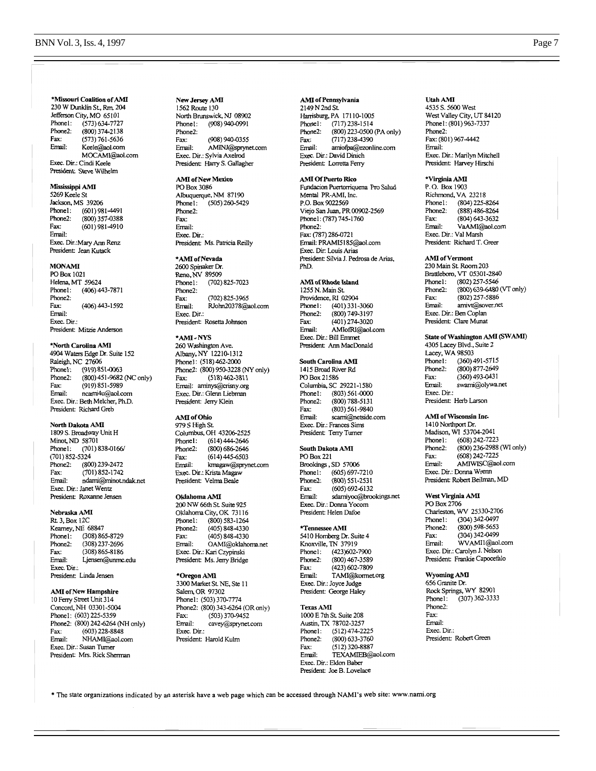**\*Missouri Coalition of AMI**
230 W Dunklin St., Rm. 204
Jefferson City, MO 65101
Phone1: (573) 634-7727
Phone2: (800) 374-2138
Fax: (573) 761-5636
Email: Keele@aol.com
MOCAMI@aol.com
Exec. Dir.: Cindi Keele
President: Steve Wilhelm

**Mississippi AMI**
5269 Keele St
Jackson, MS 39206
Phone1: (601) 981-4491
Phone2: (800) 357-0388
Fax: (601) 981-4910
Email:
Exec. Dir.: Mary Ann Renz
President: Jean Kutack

**MONAMI**
PO Box 1021
Helena, MT 59624
Phone1: (406) 443-7871
Phone2:
Fax: (406) 443-1592
Email:
Exec. Dir.:
President: Mitzie Anderson

**\*North Carolina AMI**
4904 Waters Edge Dr. Suite 152
Raleigh, NC 27606
Phone1: (919) 851-0063
Phone2: (800) 451-9682 (NC only)
Fax: (919) 851-5989
Email: ncami4u@aol.com
Exec. Dir.: Beth Melcher, Ph.D.
President: Richard Greb

**North Dakota AMI**
1809 S. Broadway Unit H
Minot, ND 58701
Phone1: (701) 838-0166/
(701) 852-5324
Phone2: (800) 239-2472
Fax: (701) 852-1742
Email: ndami@minot.ndak.net
Exec. Dir.: Janet Wentz
President: Roxanne Jensen

**Nebraska AMI**
Rt. 3, Box 12C
Kearney, NE 68847
Phone1: (308) 865-8729
Phone2: (308) 237-2696
Fax: (308) 865-8186
Email: Ljensen@unmc.edu
Exec. Dir.:
President: Linda Jensen

**AMI of New Hampshire**
10 Ferry Street Unit 314
Concord, NH 03301-5004
Phone1: (603) 225-5359
Phone2: (800) 242-6264 (NH only)
Fax: (603) 228-8848
Email: NHAMI@aol.com
Exec. Dir.: Susan Turner
President: Mrs. Rick Sherman

**New Jersey AMI**
1562 Route 130
North Brunswick, NJ 08902
Phone1: (908) 940-0991
Phone2:
Fax: (908) 940-0355
Email: AMINJ@sprynet.com
Exec. Dir.: Sylvia Axelrod
President: Harry S. Gallagher

**AMI of New Mexico**
PO Box 3086
Albuquerque, NM 87190
Phone1: (505) 260-5429
Phone2:
Fax:
Email:
Exec. Dir.:
President: Ms. Patricia Reilly

**\*AMI of Nevada**
2600 Spinaker Dr.
Reno, NV 89509
Phone1: (702) 825-7023
Phone2:
Fax: (702) 825-3965
Email: RJohn20378@aol.com
Exec. Dir.:
President: Rosetta Johnson

**\*AMI - NYS**
260 Washington Ave.
Albany, NY 12210-1312
Phone1: (518) 462-2000
Phone2: (800) 950-3228 (NY only)
Fax: (518) 462-3811
Email: aminys@crisny.org
Exec. Dir.: Glenn Liebman
President: Jerry Klein

**AMI of Ohio**
979 S High St.
Columbus, OH 43206-2525
Phone1: (614) 444-2646
Phone2: (800) 686-2646
Fax: (614) 445-6503
Email: kmagaw@sprynet.com
Exec. Dir.: Krista Magaw
President: Velma Beale

**Oklahoma AMI**
200 NW 66th St. Suite 925
Oklahoma City, OK 73116
Phone1: (800) 583-1264
Phone2: (405) 848-4330
Fax: (405) 848-4330
Email: OAMI@oklahoma.net
Exec. Dir.: Kari Czypinski
President: Ms. Jerry Bridge

**\*Oregon AMI**
3300 Market St. NE, Ste 11
Salem, OR 97302
Phone1: (503) 370-7774
Phone2: (800) 343-6264 (OR only)
Fax: (503) 370-9452
Email: cavey@sprynet.com
Exec. Dir.:
President: Harold Kulm

**AMI of Pennsylvania**
2149 N 2nd St.
Harrisburg, PA 17110-1005
Phone1: (717) 238-1514
Phone2: (800) 223-0500 (PA only)
Fax: (717) 238-4390
Email: amiofpa@ezonline.com
Exec. Dir.: David Dinich
President: Lorretta Ferry

**AMI Of Puerto Rico**
Fundacion Puertorriquena Pro Salud Mental PR-AMI, Inc.
P.O. Box 9022569
Viejo San Juan, PR 00902-2569
Phone1: (787) 745-1760
Phone2:
Fax: (787) 286-0721
Email: PRAMI5185@aol.com
Exec. Dir: Louis Arias
President: Silvia J. Pedrosa de Arias, PhD.

**AMI of Rhode Island**
1255 N. Main St.
Providence, RI 02904
Phone1: (401) 331-3060
Phone2: (800) 749-3197
Fax: (401) 274-3020
Email: AMIofRI@aol.com
Exec. Dir.: Bill Emmet
President: Ann MacDonald

**South Carolina AMI**
1415 Broad River Rd
PO Box 21586
Columbia, SC 29221-1580
Phone1: (803) 561-0000
Phone2: (800) 788-5131
Fax: (803) 561-9840
Email: scami@netside.com
Exec. Dir.: Frances Sims
President: Terry Turner

**South Dakota AMI**
PO Box 221
Brookings, SD 57006
Phone1: (605) 697-7210
Phone2: (800) 551-2531
Fax: (605) 692-6132
Email: sdamiyoc@brookings.net
Exec. Dir.: Donna Yocom
President: Helen Dafoe

**\*Tennessee AMI**
5410 Homberg Dr. Suite 4
Knoxville, TN 37919
Phone1: (423) 602-7900
Phone2: (800) 467-3589
Fax: (423) 602-7809
Email: TAMI@kornet.org
Exec. Dir.: Joyce Judge
President: George Haley

**Texas AMI**
1000 E 7th St. Suite 208
Austin, TX 78702-3257
Phone1: (512) 474-2225
Phone2: (800) 633-3760
Fax: (512) 320-8887
Email: TEXAMIEB@aol.com
Exec. Dir.: Eldon Baber
President: Joe B. Lovelace

**Utah AMI**
4535 S. 5600 West
West Valley City, UT 84120
Phone1: (801) 963-7337
Phone2:
Fax: (801) 967-4442
Email:
Exec. Dir.: Marilyn Mitchell
President: Harvey Hirschi

**\*Virginia AMI**
P. O. Box 1903
Richmond, VA 23218
Phone1: (804) 225-8264
Phone2: (888) 486-8264
Fax: (804) 643-3632
Email: VaAMI@aol.com
Exec. Dir.: Val Marsh
President: Richard T. Greer

**AMI of Vermont**
230 Main St. Room 203
Brattleboro, VT 05301-2840
Phone1: (802) 257-5546
Phone2: (800) 639-6480 (VT only)
Fax: (802) 257-5886
Email: amivt@sover.net
Exec. Dir.: Ben Coplan
President: Clare Munat

**State of Washington AMI (SWAMI)**
4305 Lacey Blvd., Suite 2
Lacey, WA 98503
Phone1: (360) 491-5715
Phone2: (800) 877-2649
Fax: (360) 493-0431
Email: swami@olywa.net
Exec. Dir.:
President: Herb Larson

**AMI of Wisconsin Inc.**
1410 Northport Dr.
Madison, WI 53704-2041
Phone1: (608) 242-7223
Phone2: (800) 236-2988 (WI only)
Fax: (608) 242-7225
Email: AMIWISC@aol.com
Exec. Dir.: Donna Wrenn
President: Robert Beilman, MD

**West Virginia AMI**
PO Box 2706
Charleston, WV 25330-2706
Phone1: (304) 342-0497
Phone2: (800) 598-5653
Fax: (304) 342-0499
Email: WVAMI1@aol.com
Exec. Dir.: Carolyn J. Nelson
President: Frankie Capocefalo

**Wyoming AMI**
656 Granite Dr.
Rock Springs, WY 82901
Phone1: (307) 362-3333
Phone2:
Fax:
Email:
Exec. Dir.:
President: Robert Green

\* The state organizations indicated by an asterisk have a web page which can be accessed through NAMI's web site: www.nami.org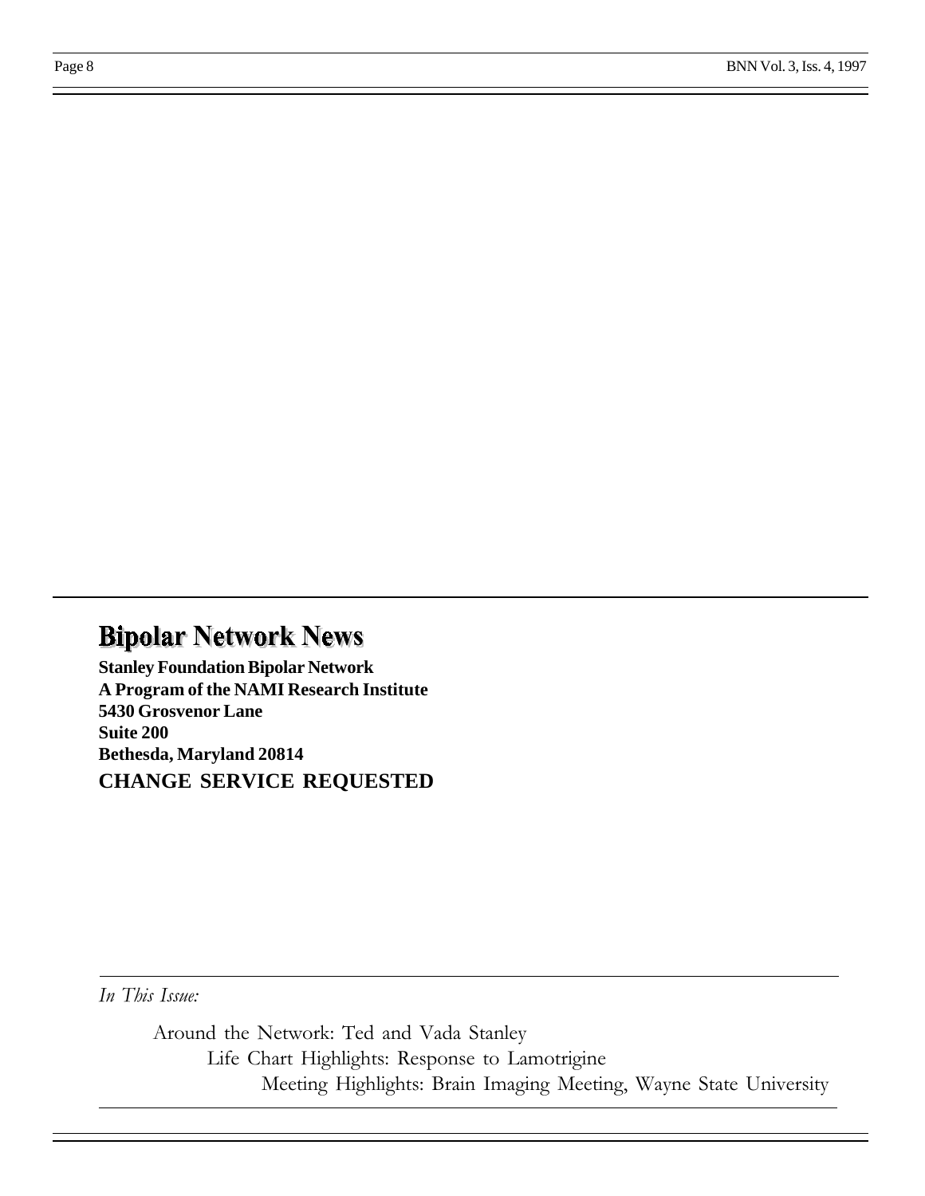# Bipolar Network News

**Stanley Foundation Bipolar Network**
**A Program of the NAMI Research Institute**
**5430 Grosvenor Lane**
**Suite 200**
**Bethesda, Maryland 20814**
**CHANGE SERVICE REQUESTED**

*In This Issue:*

Around the Network: Ted and Vada Stanley

Life Chart Highlights: Response to Lamotrigine

Meeting Highlights: Brain Imaging Meeting, Wayne State University